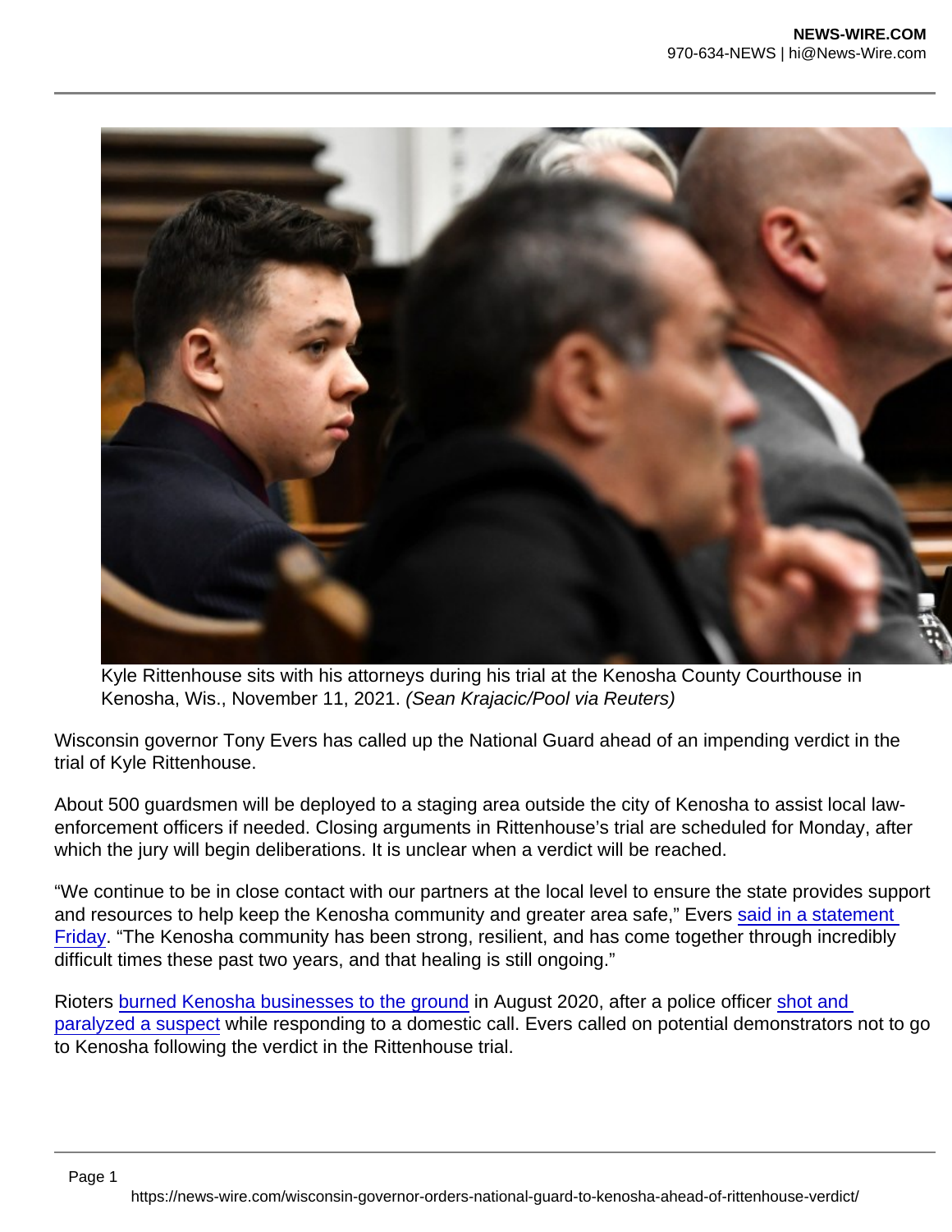Kyle Rittenhouse sits with his attorneys during his trial at the Kenosha County Courthouse in Kenosha, Wis., November 11, 2021. *(Sean Krajacic/Pool via Reuters)*

Wisconsin governor Tony Evers has called up the National Guard ahead of an impending verdict in the trial of Kyle Rittenhouse.

About 500 guardsmen will be deployed to a staging area outside the city of Kenosha to assist local law-enforcement officers if needed. Closing arguments in Rittenhouse's trial are scheduled for Monday, after which the jury will begin deliberations. It is unclear when a verdict will be reached.

"We continue to be in close contact with our partners at the local level to ensure the state provides support and resources to help keep the Kenosha community and greater area safe," Evers said in a statement Friday. "The Kenosha community has been strong, resilient, and has come together through incredibly difficult times these past two years, and that healing is still ongoing."

Rioters burned Kenosha businesses to the ground in August 2020, after a police officer shot and paralyzed a suspect while responding to a domestic call. Evers called on potential demonstrators not to go to Kenosha following the verdict in the Rittenhouse trial.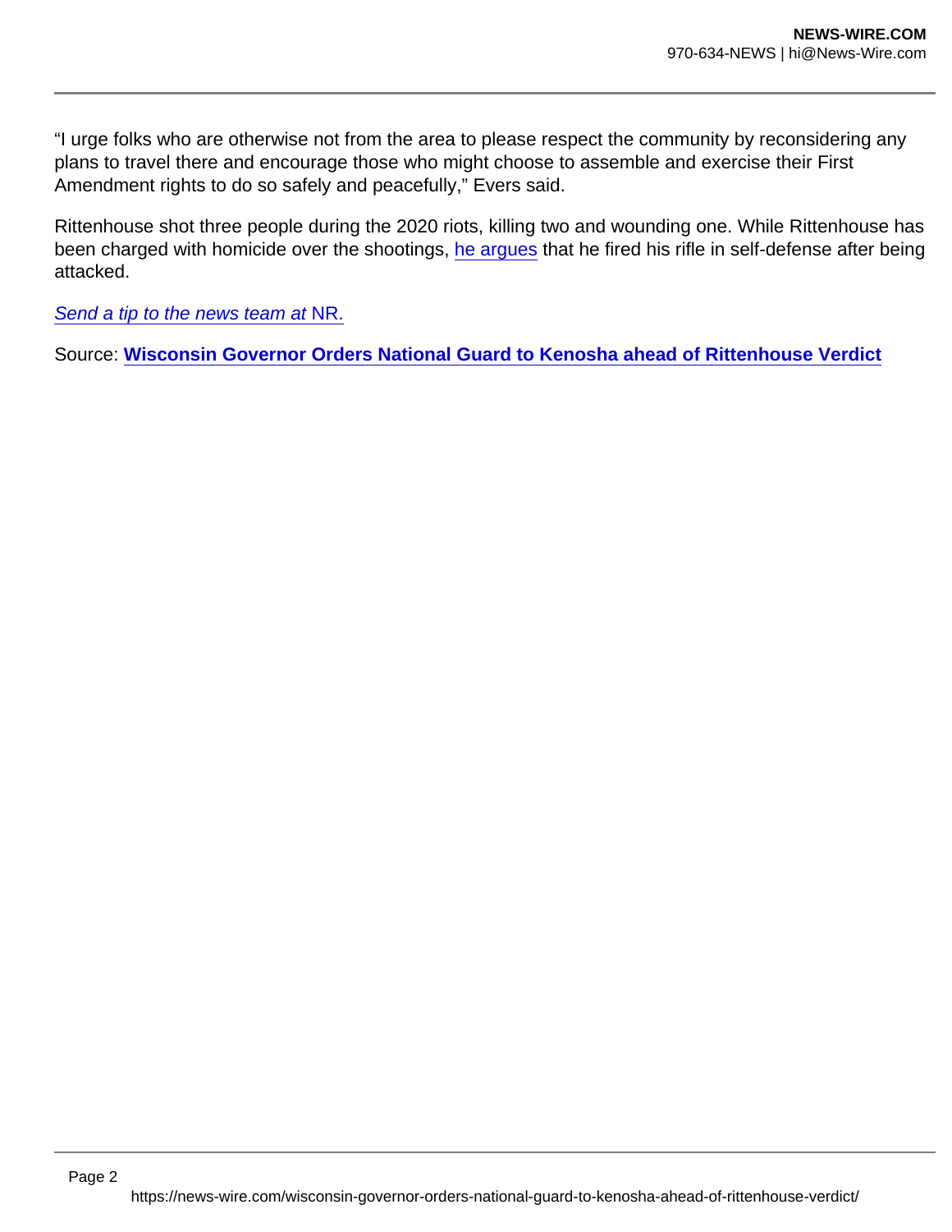“I urge folks who are otherwise not from the area to please respect the community by reconsidering any plans to travel there and encourage those who might choose to assemble and exercise their First Amendment rights to do so safely and peacefully,” Evers said.

Rittenhouse shot three people during the 2020 riots, killing two and wounding one. While Rittenhouse has been charged with homicide over the shootings, he argues that he fired his rifle in self-defense after being attacked.

*Send a tip to the news team at* NR.

Source: **Wisconsin Governor Orders National Guard to Kenosha ahead of Rittenhouse Verdict**